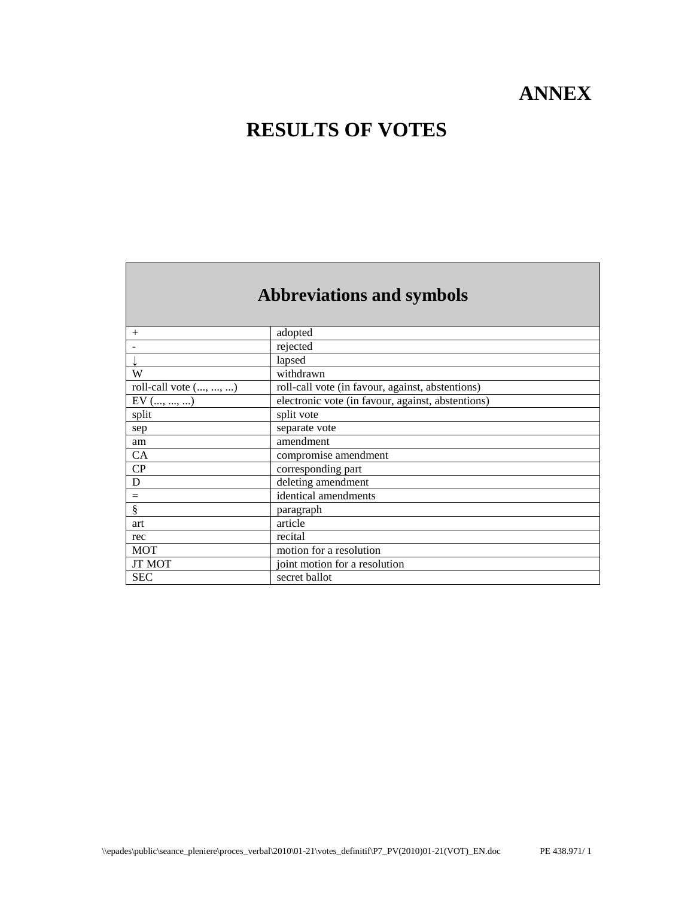# ANNEX

# RESULTS OF VOTES

| Abbreviations and symbols | |
|---|---|
| + | adopted |
| - | rejected |
| ↓ | lapsed |
| W | withdrawn |
| roll-call vote (..., ..., ...) | roll-call vote (in favour, against, abstentions) |
| EV (..., ..., ...) | electronic vote (in favour, against, abstentions) |
| split | split vote |
| sep | separate vote |
| am | amendment |
| CA | compromise amendment |
| CP | corresponding part |
| D | deleting amendment |
| = | identical amendments |
| § | paragraph |
| art | article |
| rec | recital |
| MOT | motion for a resolution |
| JT MOT | joint motion for a resolution |
| SEC | secret ballot |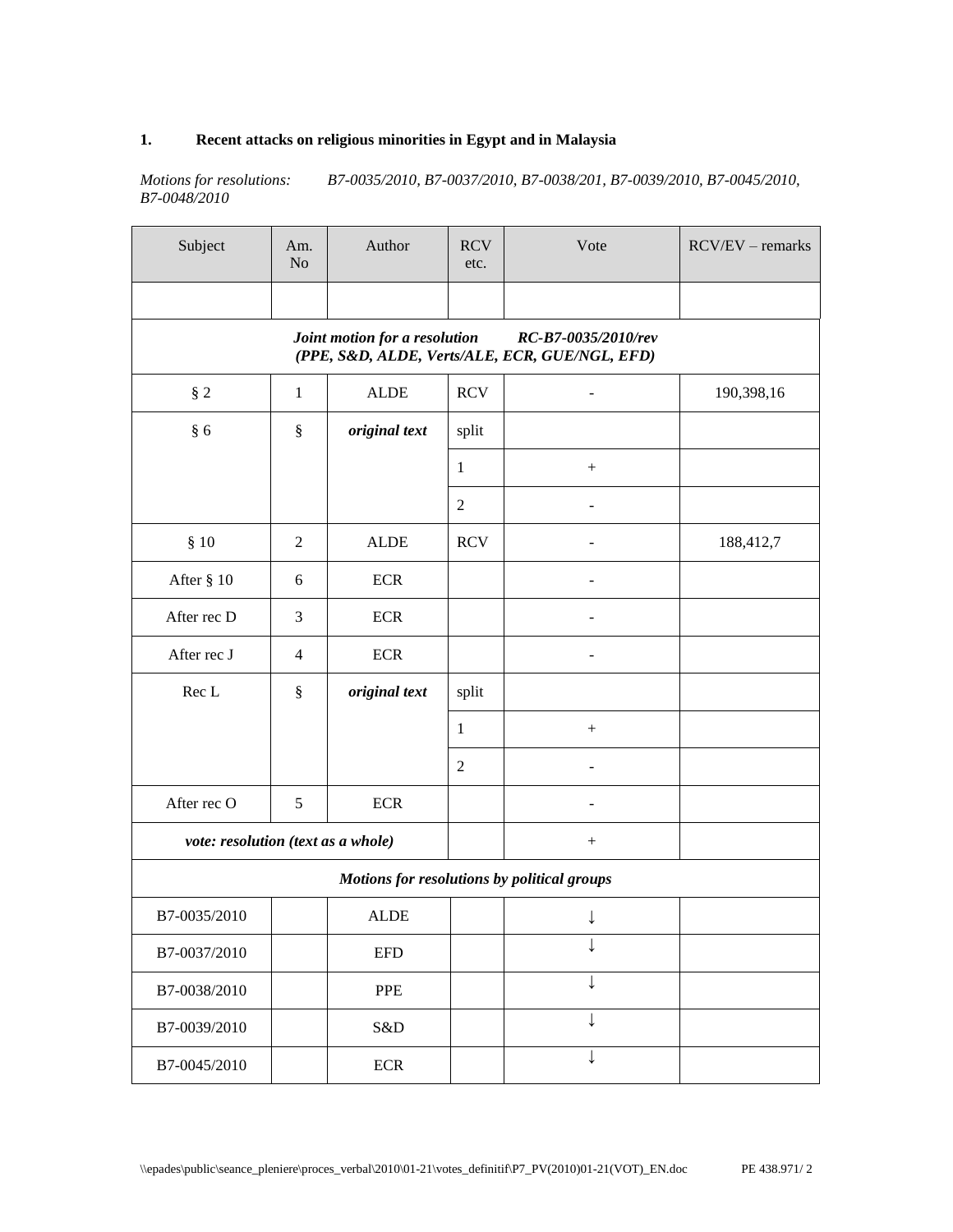## 1. Recent attacks on religious minorities in Egypt and in Malaysia

*Motions for resolutions:* *B7-0035/2010, B7-0037/2010, B7-0038/201, B7-0039/2010, B7-0045/2010, B7-0048/2010*

| Subject | Am. No | Author | RCV etc. | Vote | RCV/EV – remarks |
|---|---|---|---|---|---|
| | | | | | |
| ***Joint motion for a resolution RC-B7-0035/2010/rev (PPE, S&D, ALDE, Verts/ALE, ECR, GUE/NGL, EFD)*** | | | | | |
| § 2 | 1 | ALDE | RCV | - | 190,398,16 |
| § 6 | § | ***original text*** | split | | |
| | | | 1 | + | |
| | | | 2 | - | |
| § 10 | 2 | ALDE | RCV | - | 188,412,7 |
| After § 10 | 6 | ECR | | - | |
| After rec D | 3 | ECR | | - | |
| After rec J | 4 | ECR | | - | |
| Rec L | § | ***original text*** | split | | |
| | | | 1 | + | |
| | | | 2 | - | |
| After rec O | 5 | ECR | | - | |
| ***vote: resolution (text as a whole)*** | | | | + | |
| ***Motions for resolutions by political groups*** | | | | | |
| B7-0035/2010 | | ALDE | | ↓ | |
| B7-0037/2010 | | EFD | | ↓ | |
| B7-0038/2010 | | PPE | | ↓ | |
| B7-0039/2010 | | S&D | | ↓ | |
| B7-0045/2010 | | ECR | | ↓ | |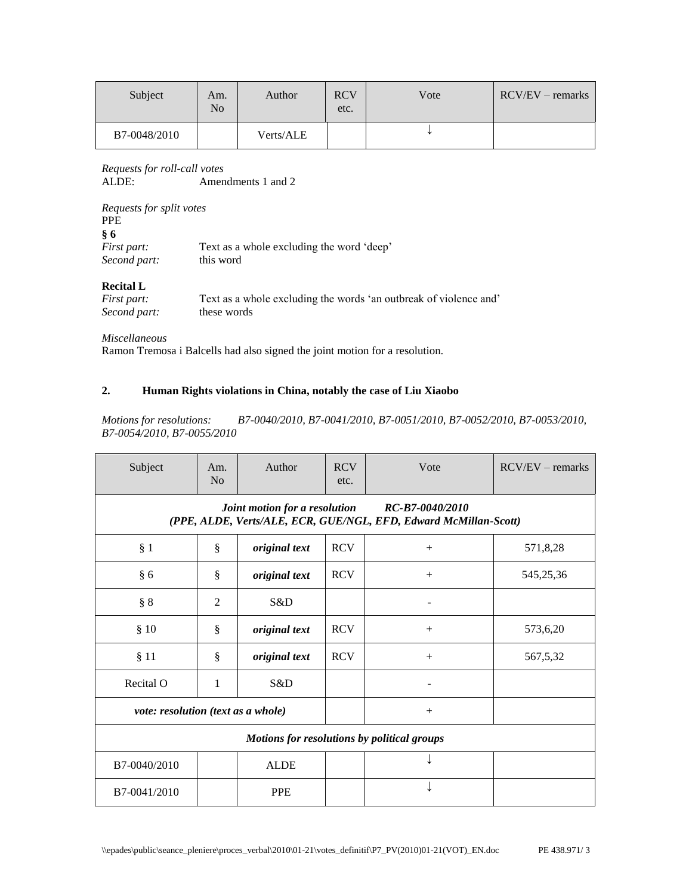| Subject | Am. No | Author | RCV etc. | Vote | RCV/EV – remarks |
|---|---|---|---|---|---|
| B7-0048/2010 | | Verts/ALE | | ↓ | |

*Requests for roll-call votes*
ALDE: Amendments 1 and 2

*Requests for split votes*
PPE
**§ 6**
*First part:* Text as a whole excluding the word 'deep'
*Second part:* this word

**Recital L**
*First part:* Text as a whole excluding the words 'an outbreak of violence and'
*Second part:* these words

*Miscellaneous*
Ramon Tremosa i Balcells had also signed the joint motion for a resolution.

## 2. Human Rights violations in China, notably the case of Liu Xiaobo

*Motions for resolutions: B7-0040/2010, B7-0041/2010, B7-0051/2010, B7-0052/2010, B7-0053/2010, B7-0054/2010, B7-0055/2010*

| Subject | Am. No | Author | RCV etc. | Vote | RCV/EV – remarks |
|---|---|---|---|---|---|
| *Joint motion for a resolution RC-B7-0040/2010 (PPE, ALDE, Verts/ALE, ECR, GUE/NGL, EFD, Edward McMillan-Scott)* | | | | | |
| § 1 | § | *original text* | RCV | + | 571,8,28 |
| § 6 | § | *original text* | RCV | + | 545,25,36 |
| § 8 | 2 | S&D | | - | |
| § 10 | § | *original text* | RCV | + | 573,6,20 |
| § 11 | § | *original text* | RCV | + | 567,5,32 |
| Recital O | 1 | S&D | | - | |
| *vote: resolution (text as a whole)* | | | | + | |
| *Motions for resolutions by political groups* | | | | | |
| B7-0040/2010 | | ALDE | | ↓ | |
| B7-0041/2010 | | PPE | | ↓ | |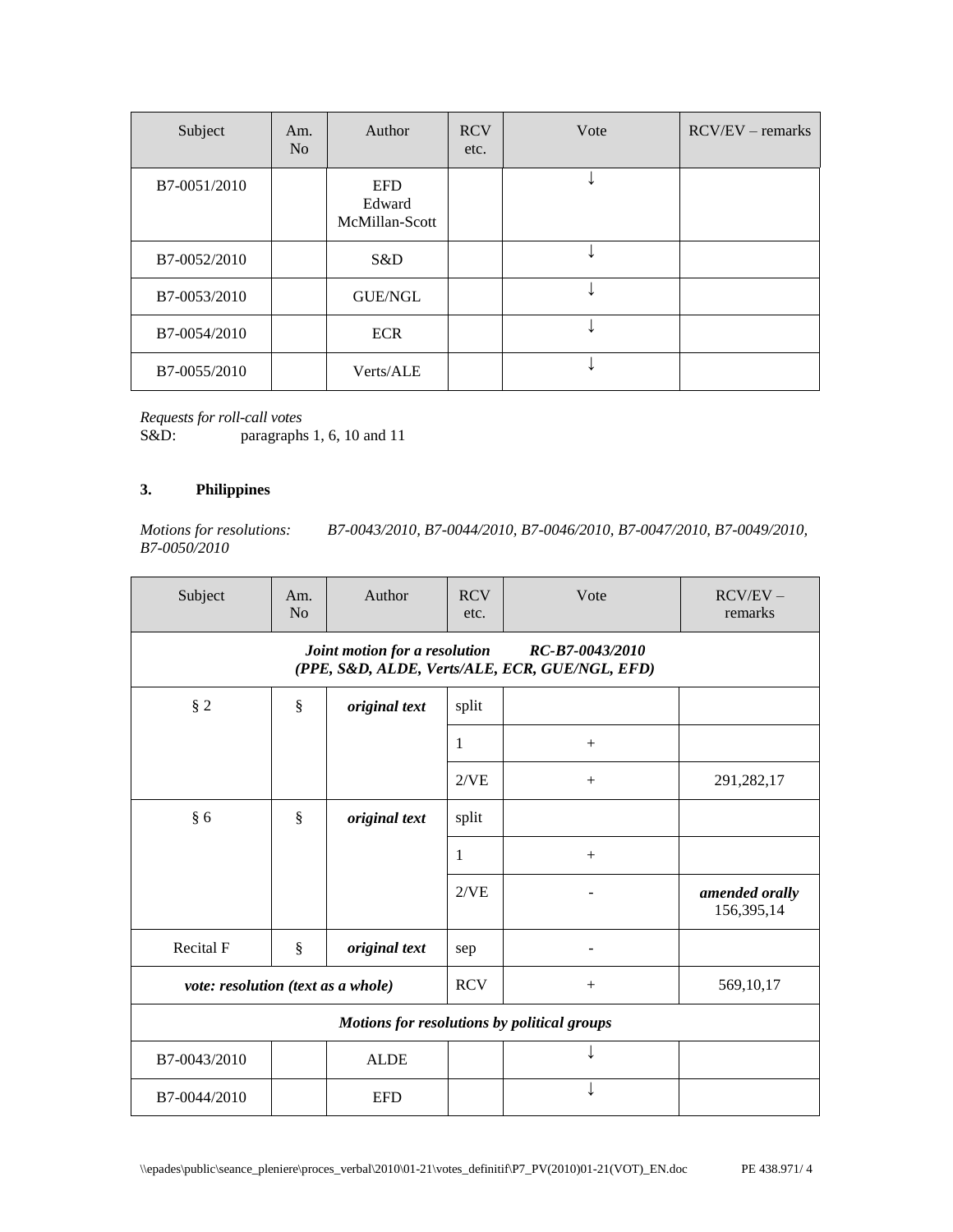| Subject | Am. No | Author | RCV etc. | Vote | RCV/EV – remarks |
|---|---|---|---|---|---|
| B7-0051/2010 | | EFD Edward McMillan-Scott | | ↓ | |
| B7-0052/2010 | | S&D | | ↓ | |
| B7-0053/2010 | | GUE/NGL | | ↓ | |
| B7-0054/2010 | | ECR | | ↓ | |
| B7-0055/2010 | | Verts/ALE | | ↓ | |

*Requests for roll-call votes*
S&D: paragraphs 1, 6, 10 and 11

### 3. Philippines

*Motions for resolutions: B7-0043/2010, B7-0044/2010, B7-0046/2010, B7-0047/2010, B7-0049/2010, B7-0050/2010*

| Subject | Am. No | Author | RCV etc. | Vote | RCV/EV – remarks |
|---|---|---|---|---|---|
| ***Joint motion for a resolution RC-B7-0043/2010 (PPE, S&D, ALDE, Verts/ALE, ECR, GUE/NGL, EFD)*** | | | | | |
| § 2 | § | *original text* | split | | |
| | | | 1 | + | |
| | | | 2/VE | + | 291,282,17 |
| § 6 | § | *original text* | split | | |
| | | | 1 | + | |
| | | | 2/VE | - | ***amended orally*** 156,395,14 |
| Recital F | § | *original text* | sep | - | |
| ***vote: resolution (text as a whole)*** | | | RCV | + | 569,10,17 |
| ***Motions for resolutions by political groups*** | | | | | |
| B7-0043/2010 | | ALDE | | ↓ | |
| B7-0044/2010 | | EFD | | ↓ | |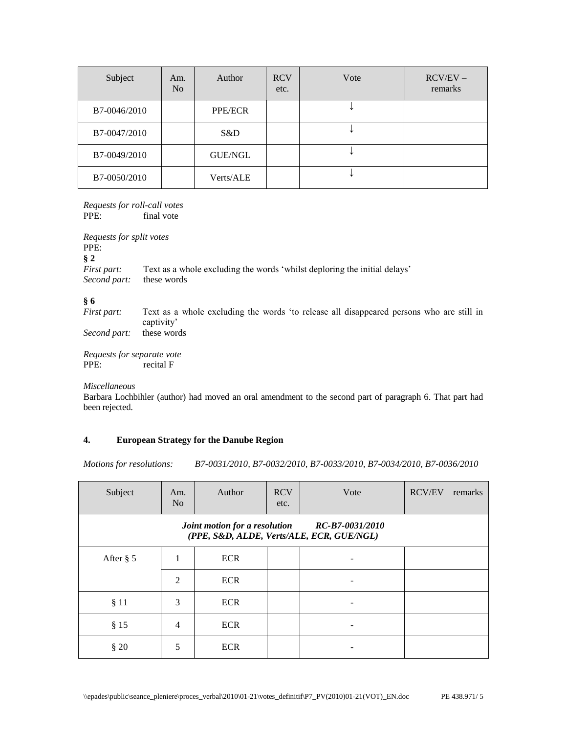| Subject | Am. No | Author | RCV etc. | Vote | RCV/EV – remarks |
|---|---|---|---|---|---|
| B7-0046/2010 | | PPE/ECR | | ↓ | |
| B7-0047/2010 | | S&D | | ↓ | |
| B7-0049/2010 | | GUE/NGL | | ↓ | |
| B7-0050/2010 | | Verts/ALE | | ↓ | |

*Requests for roll-call votes*
PPE: final vote

*Requests for split votes*
PPE:
**§ 2**
*First part:* Text as a whole excluding the words 'whilst deploring the initial delays'
*Second part:* these words

**§ 6**
*First part:* Text as a whole excluding the words 'to release all disappeared persons who are still in captivity'
*Second part:* these words

*Requests for separate vote*
PPE: recital F

*Miscellaneous*
Barbara Lochbihler (author) had moved an oral amendment to the second part of paragraph 6. That part had been rejected.

### 4. European Strategy for the Danube Region

*Motions for resolutions: B7-0031/2010, B7-0032/2010, B7-0033/2010, B7-0034/2010, B7-0036/2010*

| Subject | Am. No | Author | RCV etc. | Vote | RCV/EV – remarks |
|---|---|---|---|---|---|
| ***Joint motion for a resolution RC-B7-0031/2010 (PPE, S&D, ALDE, Verts/ALE, ECR, GUE/NGL)*** | | | | | |
| After § 5 | 1 | ECR | | - | |
| | 2 | ECR | | - | |
| § 11 | 3 | ECR | | - | |
| § 15 | 4 | ECR | | - | |
| § 20 | 5 | ECR | | - | |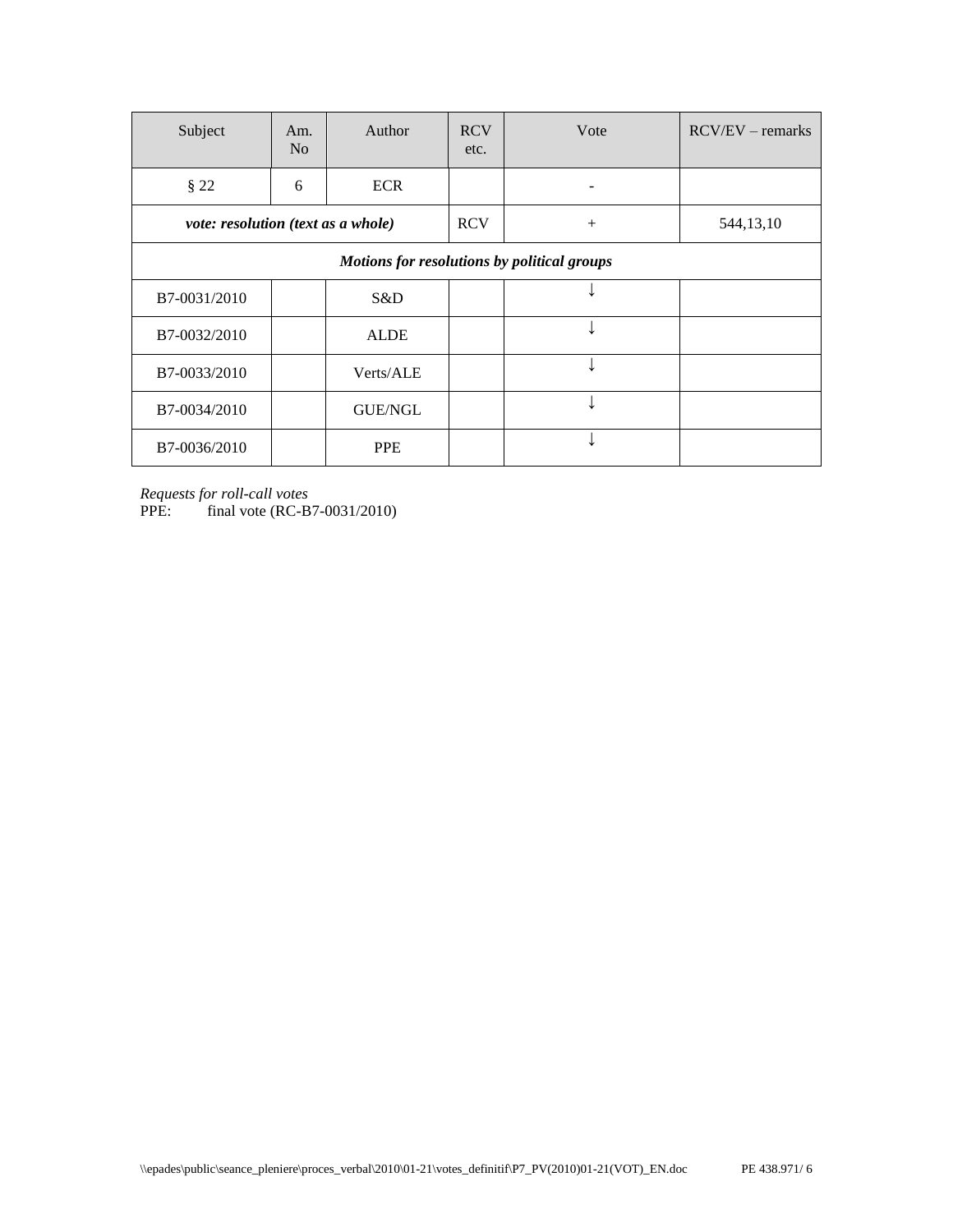| Subject | Am. No | Author | RCV etc. | Vote | RCV/EV – remarks |
|---|---|---|---|---|---|
| § 22 | 6 | ECR | | - | |
| *vote: resolution (text as a whole)* | | | RCV | + | 544,13,10 |
| ***Motions for resolutions by political groups*** | | | | | |
| B7-0031/2010 | | S&D | | ↓ | |
| B7-0032/2010 | | ALDE | | ↓ | |
| B7-0033/2010 | | Verts/ALE | | ↓ | |
| B7-0034/2010 | | GUE/NGL | | ↓ | |
| B7-0036/2010 | | PPE | | ↓ | |

*Requests for roll-call votes*
PPE: final vote (RC-B7-0031/2010)